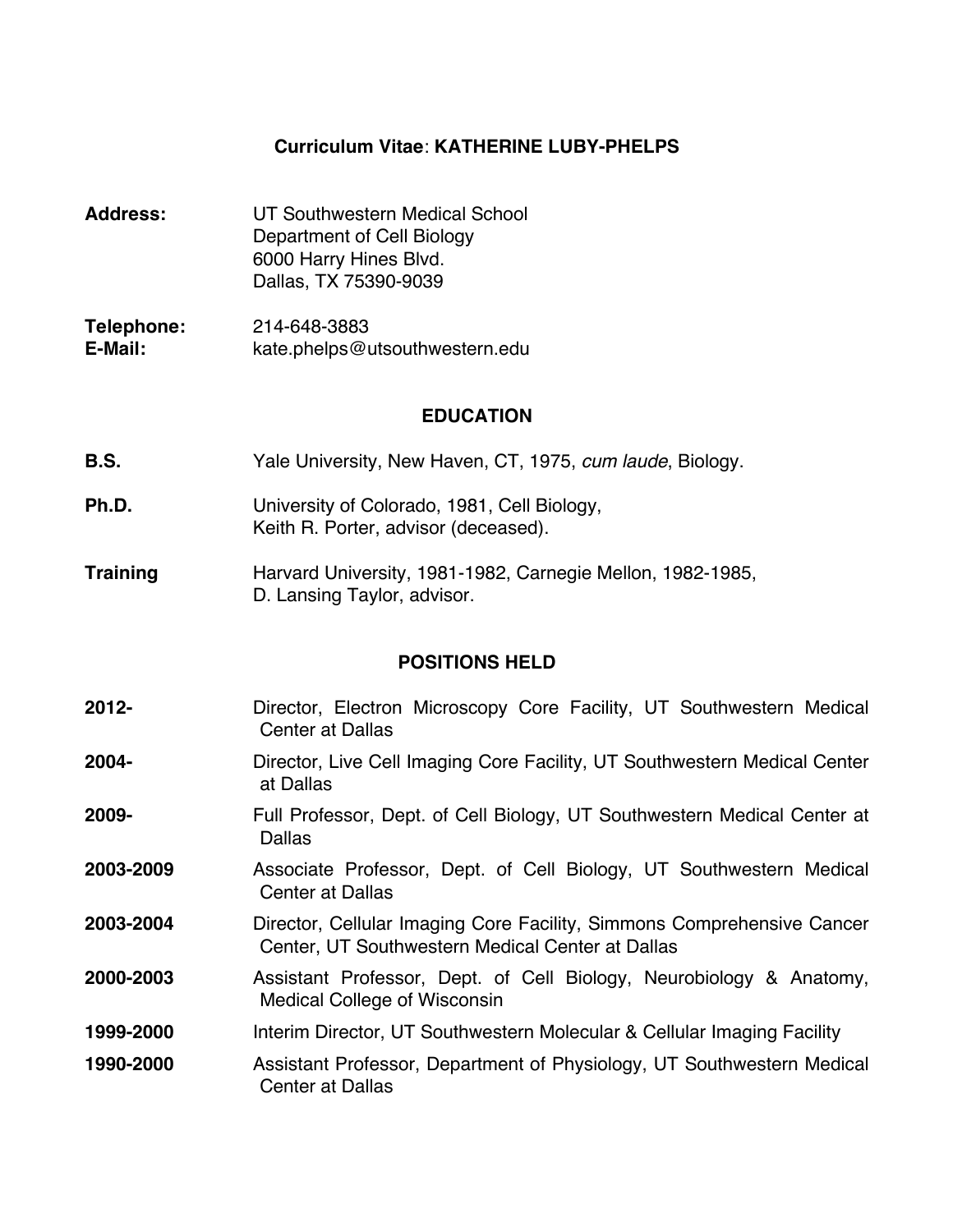# **Curriculum Vitae**: KATHERINE LUBY-PHELPS

**Address:** UT Southwestern Medical School
Department of Cell Biology
6000 Harry Hines Blvd.
Dallas, TX 75390-9039

**Telephone:** 214-648-3883
**E-Mail:** kate.phelps@utsouthwestern.edu

## EDUCATION

**B.S.** Yale University, New Haven, CT, 1975, *cum laude*, Biology.

**Ph.D.** University of Colorado, 1981, Cell Biology,
Keith R. Porter, advisor (deceased).

**Training** Harvard University, 1981-1982, Carnegie Mellon, 1982-1985,
D. Lansing Taylor, advisor.

## POSITIONS HELD

**2012-** Director, Electron Microscopy Core Facility, UT Southwestern Medical Center at Dallas

**2004-** Director, Live Cell Imaging Core Facility, UT Southwestern Medical Center at Dallas

**2009-** Full Professor, Dept. of Cell Biology, UT Southwestern Medical Center at Dallas

**2003-2009** Associate Professor, Dept. of Cell Biology, UT Southwestern Medical Center at Dallas

**2003-2004** Director, Cellular Imaging Core Facility, Simmons Comprehensive Cancer Center, UT Southwestern Medical Center at Dallas

**2000-2003** Assistant Professor, Dept. of Cell Biology, Neurobiology & Anatomy, Medical College of Wisconsin

**1999-2000** Interim Director, UT Southwestern Molecular & Cellular Imaging Facility

**1990-2000** Assistant Professor, Department of Physiology, UT Southwestern Medical Center at Dallas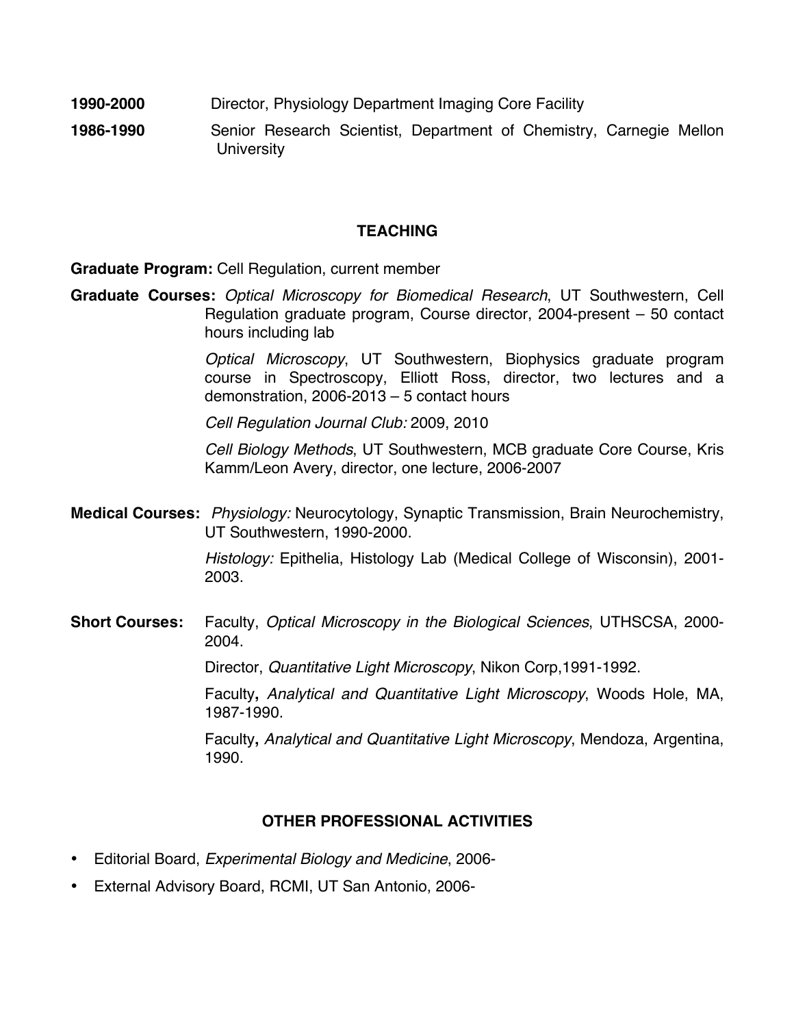**1990-2000** Director, Physiology Department Imaging Core Facility

**1986-1990** Senior Research Scientist, Department of Chemistry, Carnegie Mellon University

## TEACHING

**Graduate Program:** Cell Regulation, current member

**Graduate Courses:** *Optical Microscopy for Biomedical Research*, UT Southwestern, Cell Regulation graduate program, Course director, 2004-present – 50 contact hours including lab

*Optical Microscopy*, UT Southwestern, Biophysics graduate program course in Spectroscopy, Elliott Ross, director, two lectures and a demonstration, 2006-2013 – 5 contact hours

*Cell Regulation Journal Club:* 2009, 2010

*Cell Biology Methods*, UT Southwestern, MCB graduate Core Course, Kris Kamm/Leon Avery, director, one lecture, 2006-2007

**Medical Courses:** *Physiology:* Neurocytology, Synaptic Transmission, Brain Neurochemistry, UT Southwestern, 1990-2000.

*Histology:* Epithelia, Histology Lab (Medical College of Wisconsin), 2001-2003.

**Short Courses:** Faculty, *Optical Microscopy in the Biological Sciences*, UTHSCSA, 2000-2004.

Director, *Quantitative Light Microscopy*, Nikon Corp,1991-1992.

Faculty**,** *Analytical and Quantitative Light Microscopy*, Woods Hole, MA, 1987-1990.

Faculty**,** *Analytical and Quantitative Light Microscopy*, Mendoza, Argentina, 1990.

## OTHER PROFESSIONAL ACTIVITIES

- Editorial Board, *Experimental Biology and Medicine*, 2006-
- External Advisory Board, RCMI, UT San Antonio, 2006-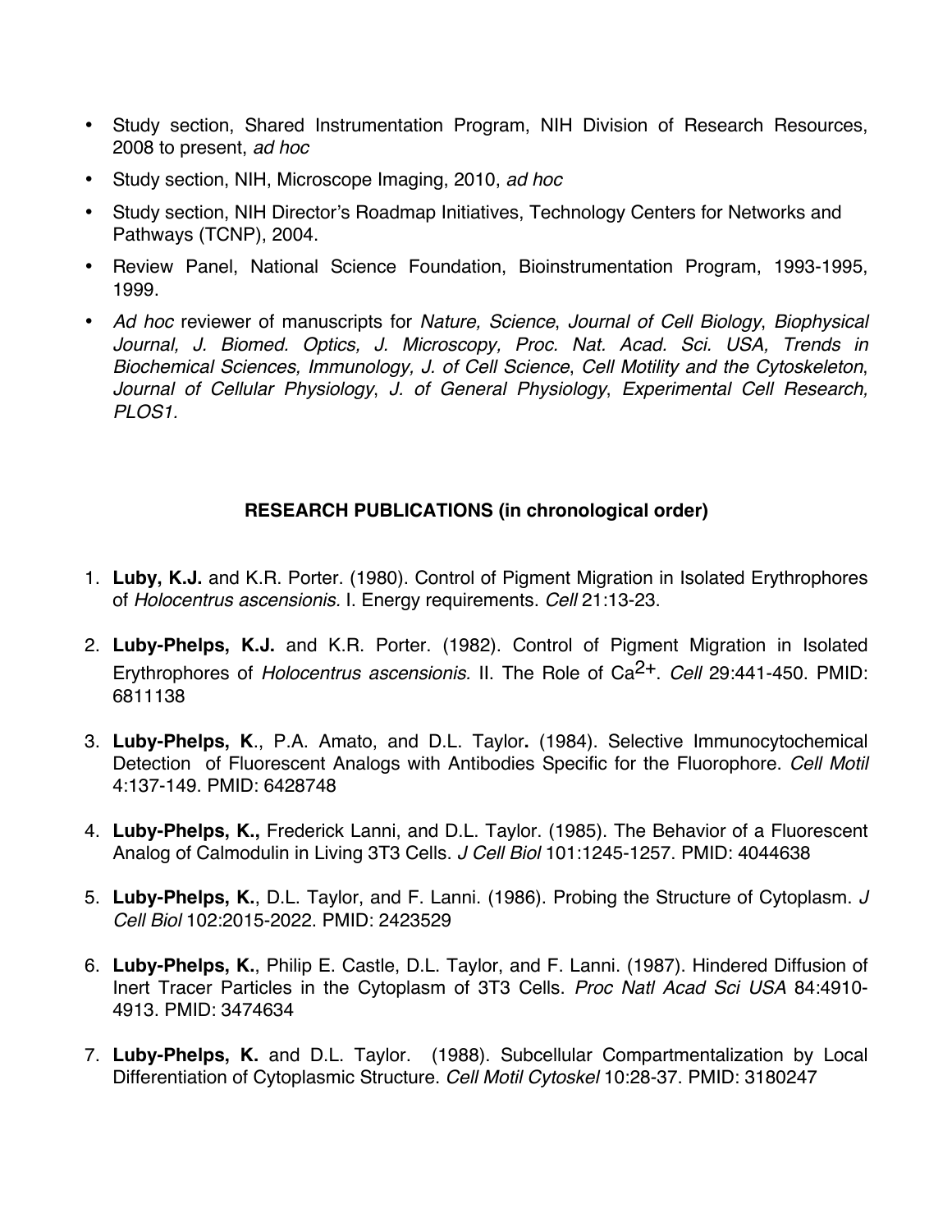- Study section, Shared Instrumentation Program, NIH Division of Research Resources, 2008 to present, *ad hoc*
- Study section, NIH, Microscope Imaging, 2010, *ad hoc*
- Study section, NIH Director's Roadmap Initiatives, Technology Centers for Networks and Pathways (TCNP), 2004.
- Review Panel, National Science Foundation, Bioinstrumentation Program, 1993-1995, 1999.
- *Ad hoc* reviewer of manuscripts for *Nature, Science*, *Journal of Cell Biology*, *Biophysical Journal, J. Biomed. Optics, J. Microscopy, Proc. Nat. Acad. Sci. USA, Trends in Biochemical Sciences, Immunology, J. of Cell Science*, *Cell Motility and the Cytoskeleton*, *Journal of Cellular Physiology*, *J. of General Physiology*, *Experimental Cell Research, PLOS1.*

## RESEARCH PUBLICATIONS (in chronological order)

1. **Luby, K.J.** and K.R. Porter. (1980). Control of Pigment Migration in Isolated Erythrophores of *Holocentrus ascensionis*. I. Energy requirements. *Cell* 21:13-23.
2. **Luby-Phelps, K.J.** and K.R. Porter. (1982). Control of Pigment Migration in Isolated Erythrophores of *Holocentrus ascensionis*. II. The Role of $Ca^{2+}$. *Cell* 29:441-450. PMID: 6811138
3. **Luby-Phelps, K**., P.A. Amato, and D.L. Taylor**.** (1984). Selective Immunocytochemical Detection of Fluorescent Analogs with Antibodies Specific for the Fluorophore. *Cell Motil* 4:137-149. PMID: 6428748
4. **Luby-Phelps, K.,** Frederick Lanni, and D.L. Taylor. (1985). The Behavior of a Fluorescent Analog of Calmodulin in Living 3T3 Cells. *J Cell Biol* 101:1245-1257. PMID: 4044638
5. **Luby-Phelps, K.**, D.L. Taylor, and F. Lanni. (1986). Probing the Structure of Cytoplasm. *J Cell Biol* 102:2015-2022. PMID: 2423529
6. **Luby-Phelps, K.**, Philip E. Castle, D.L. Taylor, and F. Lanni. (1987). Hindered Diffusion of Inert Tracer Particles in the Cytoplasm of 3T3 Cells. *Proc Natl Acad Sci USA* 84:4910-4913. PMID: 3474634
7. **Luby-Phelps, K.** and D.L. Taylor. (1988). Subcellular Compartmentalization by Local Differentiation of Cytoplasmic Structure. *Cell Motil Cytoskel* 10:28-37. PMID: 3180247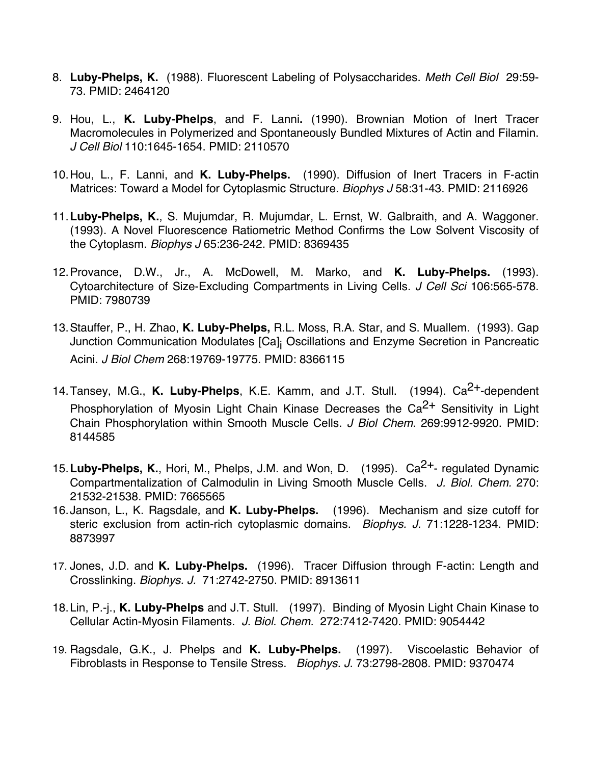8. **Luby-Phelps, K.** (1988). Fluorescent Labeling of Polysaccharides. *Meth Cell Biol* 29:59-73. PMID: 2464120

9. Hou, L., **K. Luby-Phelps**, and F. Lanni**.** (1990). Brownian Motion of Inert Tracer Macromolecules in Polymerized and Spontaneously Bundled Mixtures of Actin and Filamin. *J Cell Biol* 110:1645-1654. PMID: 2110570

10. Hou, L., F. Lanni, and **K. Luby-Phelps.** (1990). Diffusion of Inert Tracers in F-actin Matrices: Toward a Model for Cytoplasmic Structure. *Biophys J* 58:31-43. PMID: 2116926

11. **Luby-Phelps, K.**, S. Mujumdar, R. Mujumdar, L. Ernst, W. Galbraith, and A. Waggoner. (1993). A Novel Fluorescence Ratiometric Method Confirms the Low Solvent Viscosity of the Cytoplasm. *Biophys J* 65:236-242. PMID: 8369435

12. Provance, D.W., Jr., A. McDowell, M. Marko, and **K. Luby-Phelps.** (1993). Cytoarchitecture of Size-Excluding Compartments in Living Cells. *J Cell Sci* 106:565-578. PMID: 7980739

13. Stauffer, P., H. Zhao, **K. Luby-Phelps,** R.L. Moss, R.A. Star, and S. Muallem. (1993). Gap Junction Communication Modulates $[Ca]_i$ Oscillations and Enzyme Secretion in Pancreatic Acini. *J Biol Chem* 268:19769-19775. PMID: 8366115

14. Tansey, M.G., **K. Luby-Phelps**, K.E. Kamm, and J.T. Stull. (1994). $Ca^{2+}$-dependent Phosphorylation of Myosin Light Chain Kinase Decreases the $Ca^{2+}$ Sensitivity in Light Chain Phosphorylation within Smooth Muscle Cells. *J Biol Chem.* 269:9912-9920. PMID: 8144585

15. **Luby-Phelps, K.**, Hori, M., Phelps, J.M. and Won, D. (1995). $Ca^{2+}$- regulated Dynamic Compartmentalization of Calmodulin in Living Smooth Muscle Cells. *J. Biol. Chem.* 270: 21532-21538. PMID: 7665565

16. Janson, L., K. Ragsdale, and **K. Luby-Phelps.** (1996). Mechanism and size cutoff for steric exclusion from actin-rich cytoplasmic domains. *Biophys. J.* 71:1228-1234. PMID: 8873997

17. Jones, J.D. and **K. Luby-Phelps.** (1996). Tracer Diffusion through F-actin: Length and Crosslinking. *Biophys. J.* 71:2742-2750. PMID: 8913611

18. Lin, P.-j., **K. Luby-Phelps** and J.T. Stull. (1997). Binding of Myosin Light Chain Kinase to Cellular Actin-Myosin Filaments. *J. Biol. Chem.* 272:7412-7420. PMID: 9054442

19. Ragsdale, G.K., J. Phelps and **K. Luby-Phelps.** (1997). Viscoelastic Behavior of Fibroblasts in Response to Tensile Stress. *Biophys. J.* 73:2798-2808. PMID: 9370474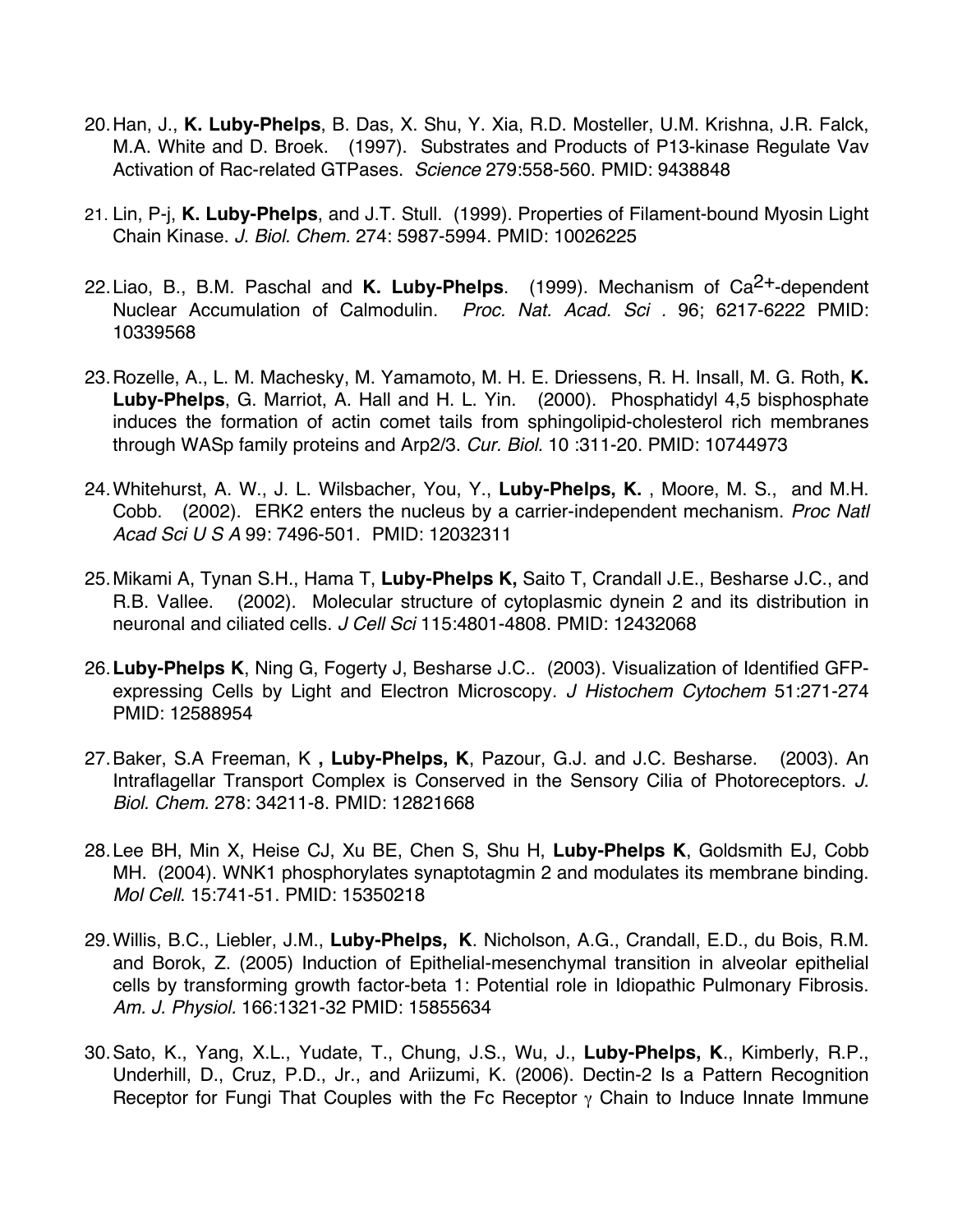20. Han, J., **K. Luby-Phelps**, B. Das, X. Shu, Y. Xia, R.D. Mosteller, U.M. Krishna, J.R. Falck, M.A. White and D. Broek. (1997). Substrates and Products of P13-kinase Regulate Vav Activation of Rac-related GTPases. *Science* 279:558-560. PMID: 9438848

21. Lin, P-j, **K. Luby-Phelps**, and J.T. Stull. (1999). Properties of Filament-bound Myosin Light Chain Kinase. *J. Biol. Chem.* 274: 5987-5994. PMID: 10026225

22. Liao, B., B.M. Paschal and **K. Luby-Phelps**. (1999). Mechanism of $Ca^{2+}$-dependent Nuclear Accumulation of Calmodulin. *Proc. Nat. Acad. Sci .* 96; 6217-6222 PMID: 10339568

23. Rozelle, A., L. M. Machesky, M. Yamamoto, M. H. E. Driessens, R. H. Insall, M. G. Roth, **K. Luby-Phelps**, G. Marriot, A. Hall and H. L. Yin. (2000). Phosphatidyl 4,5 bisphosphate induces the formation of actin comet tails from sphingolipid-cholesterol rich membranes through WASp family proteins and Arp2/3. *Cur. Biol.* 10 :311-20. PMID: 10744973

24. Whitehurst, A. W., J. L. Wilsbacher, You, Y., **Luby-Phelps, K.** , Moore, M. S., and M.H. Cobb. (2002). ERK2 enters the nucleus by a carrier-independent mechanism. *Proc Natl Acad Sci U S A* 99: 7496-501. PMID: 12032311

25. Mikami A, Tynan S.H., Hama T, **Luby-Phelps K,** Saito T, Crandall J.E., Besharse J.C., and R.B. Vallee. (2002). Molecular structure of cytoplasmic dynein 2 and its distribution in neuronal and ciliated cells. *J Cell Sci* 115:4801-4808. PMID: 12432068

26. **Luby-Phelps K**, Ning G, Fogerty J, Besharse J.C.. (2003). Visualization of Identified GFP-expressing Cells by Light and Electron Microscopy. *J Histochem Cytochem* 51:271-274 PMID: 12588954

27. Baker, S.A Freeman, K **, Luby-Phelps, K**, Pazour, G.J. and J.C. Besharse. (2003). An Intraflagellar Transport Complex is Conserved in the Sensory Cilia of Photoreceptors. *J. Biol. Chem.* 278: 34211-8. PMID: 12821668

28. Lee BH, Min X, Heise CJ, Xu BE, Chen S, Shu H, **Luby-Phelps K**, Goldsmith EJ, Cobb MH. (2004). WNK1 phosphorylates synaptotagmin 2 and modulates its membrane binding. *Mol Cell*. 15:741-51. PMID: 15350218

29. Willis, B.C., Liebler, J.M., **Luby-Phelps, K**. Nicholson, A.G., Crandall, E.D., du Bois, R.M. and Borok, Z. (2005) Induction of Epithelial-mesenchymal transition in alveolar epithelial cells by transforming growth factor-beta 1: Potential role in Idiopathic Pulmonary Fibrosis. *Am. J. Physiol.* 166:1321-32 PMID: 15855634

30. Sato, K., Yang, X.L., Yudate, T., Chung, J.S., Wu, J., **Luby-Phelps, K**., Kimberly, R.P., Underhill, D., Cruz, P.D., Jr., and Ariizumi, K. (2006). Dectin-2 Is a Pattern Recognition Receptor for Fungi That Couples with the Fc Receptor $\gamma$ Chain to Induce Innate Immune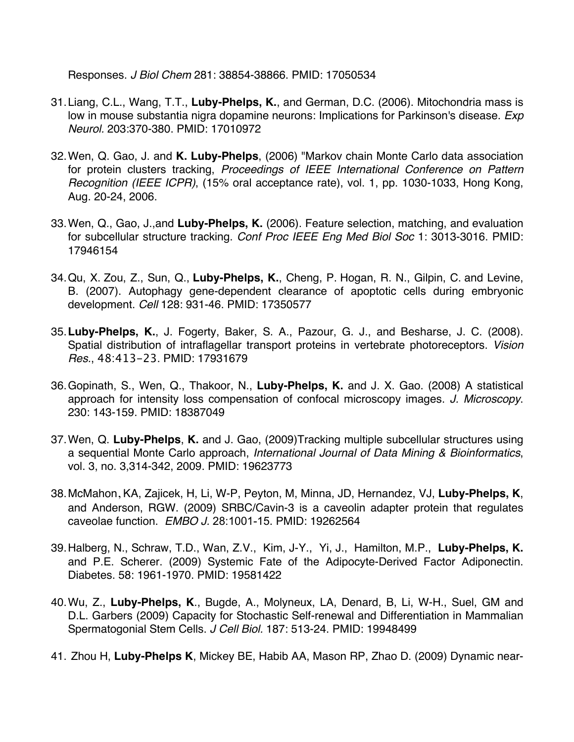Responses. *J Biol Chem* 281: 38854-38866. PMID: 17050534

31. Liang, C.L., Wang, T.T., **Luby-Phelps, K.**, and German, D.C. (2006). Mitochondria mass is low in mouse substantia nigra dopamine neurons: Implications for Parkinson's disease. *Exp Neurol.* 203:370-380. PMID: 17010972

32. Wen, Q. Gao, J. and **K. Luby-Phelps**, (2006) "Markov chain Monte Carlo data association for protein clusters tracking, *Proceedings of IEEE International Conference on Pattern Recognition (IEEE ICPR)*, (15% oral acceptance rate), vol. 1, pp. 1030-1033, Hong Kong, Aug. 20-24, 2006.

33. Wen, Q., Gao, J.,and **Luby-Phelps, K.** (2006). Feature selection, matching, and evaluation for subcellular structure tracking. *Conf Proc IEEE Eng Med Biol Soc* 1: 3013-3016. PMID: 17946154

34. Qu, X. Zou, Z., Sun, Q., **Luby-Phelps, K.**, Cheng, P. Hogan, R. N., Gilpin, C. and Levine, B. (2007). Autophagy gene-dependent clearance of apoptotic cells during embryonic development. *Cell* 128: 931-46. PMID: 17350577

35. **Luby-Phelps, K.**, J. Fogerty, Baker, S. A., Pazour, G. J., and Besharse, J. C. (2008). Spatial distribution of intraflagellar transport proteins in vertebrate photoreceptors. *Vision Res.*, 48:413–23. PMID: 17931679

36. Gopinath, S., Wen, Q., Thakoor, N., **Luby-Phelps, K.** and J. X. Gao. (2008) A statistical approach for intensity loss compensation of confocal microscopy images. *J. Microscopy*. 230: 143-159. PMID: 18387049

37. Wen, Q. **Luby-Phelps**, **K.** and J. Gao, (2009)Tracking multiple subcellular structures using a sequential Monte Carlo approach, *International Journal of Data Mining & Bioinformatics*, vol. 3, no. 3,314-342, 2009. PMID: 19623773

38. McMahon, KA, Zajicek, H, Li, W-P, Peyton, M, Minna, JD, Hernandez, VJ, **Luby-Phelps, K**, and Anderson, RGW. (2009) SRBC/Cavin-3 is a caveolin adapter protein that regulates caveolae function. *EMBO J.* 28:1001-15. PMID: 19262564

39. Halberg, N., Schraw, T.D., Wan, Z.V., Kim, J-Y., Yi, J., Hamilton, M.P., **Luby-Phelps, K.** and P.E. Scherer. (2009) Systemic Fate of the Adipocyte-Derived Factor Adiponectin. Diabetes. 58: 1961-1970. PMID: 19581422

40. Wu, Z., **Luby-Phelps, K**., Bugde, A., Molyneux, LA, Denard, B, Li, W-H., Suel, GM and D.L. Garbers (2009) Capacity for Stochastic Self-renewal and Differentiation in Mammalian Spermatogonial Stem Cells. *J Cell Biol.* 187: 513-24. PMID: 19948499

41. Zhou H, **Luby-Phelps K**, Mickey BE, Habib AA, Mason RP, Zhao D. (2009) Dynamic near-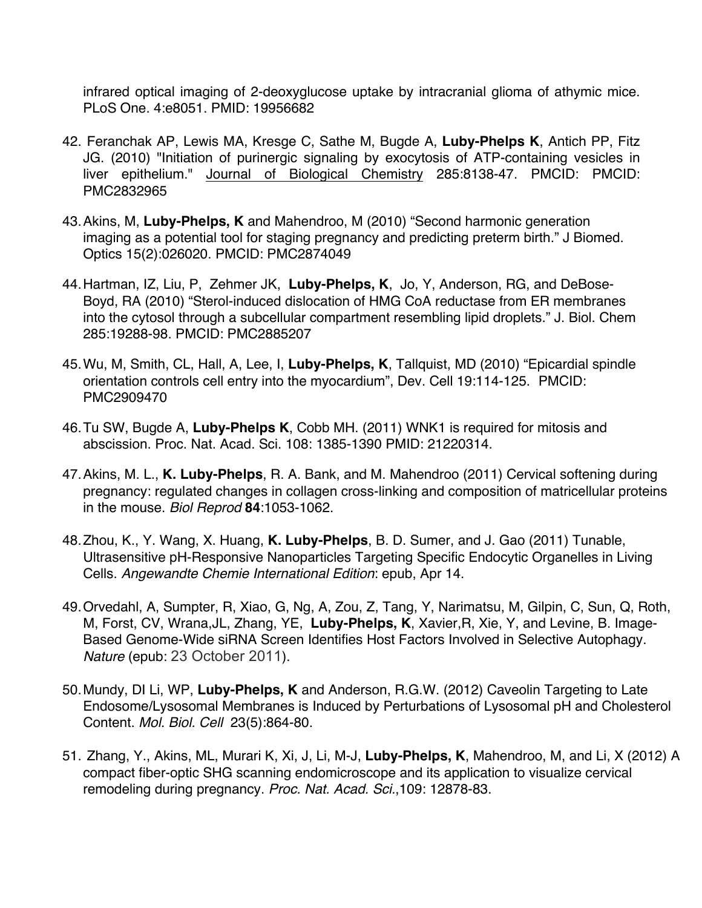infrared optical imaging of 2-deoxyglucose uptake by intracranial glioma of athymic mice. PLoS One. 4:e8051. PMID: 19956682

42. Feranchak AP, Lewis MA, Kresge C, Sathe M, Bugde A, **Luby-Phelps K**, Antich PP, Fitz JG. (2010) "Initiation of purinergic signaling by exocytosis of ATP-containing vesicles in liver epithelium." <u>Journal of Biological Chemistry</u> 285:8138-47. PMCID: PMCID: PMC2832965

43. Akins, M, **Luby-Phelps, K** and Mahendroo, M (2010) "Second harmonic generation imaging as a potential tool for staging pregnancy and predicting preterm birth." J Biomed. Optics 15(2):026020. PMCID: PMC2874049

44. Hartman, IZ, Liu, P, Zehmer JK, **Luby-Phelps, K**, Jo, Y, Anderson, RG, and DeBose-Boyd, RA (2010) "Sterol-induced dislocation of HMG CoA reductase from ER membranes into the cytosol through a subcellular compartment resembling lipid droplets." J. Biol. Chem 285:19288-98. PMCID: PMC2885207

45. Wu, M, Smith, CL, Hall, A, Lee, I, **Luby-Phelps, K**, Tallquist, MD (2010) "Epicardial spindle orientation controls cell entry into the myocardium", Dev. Cell 19:114-125. PMCID: PMC2909470

46. Tu SW, Bugde A, **Luby-Phelps K**, Cobb MH. (2011) WNK1 is required for mitosis and abscission. Proc. Nat. Acad. Sci. 108: 1385-1390 PMID: 21220314.

47. Akins, M. L., **K. Luby-Phelps**, R. A. Bank, and M. Mahendroo (2011) Cervical softening during pregnancy: regulated changes in collagen cross-linking and composition of matricellular proteins in the mouse. *Biol Reprod* **84**:1053-1062.

48. Zhou, K., Y. Wang, X. Huang, **K. Luby-Phelps**, B. D. Sumer, and J. Gao (2011) Tunable, Ultrasensitive pH-Responsive Nanoparticles Targeting Specific Endocytic Organelles in Living Cells. *Angewandte Chemie International Edition*: epub, Apr 14.

49. Orvedahl, A, Sumpter, R, Xiao, G, Ng, A, Zou, Z, Tang, Y, Narimatsu, M, Gilpin, C, Sun, Q, Roth, M, Forst, CV, Wrana,JL, Zhang, YE, **Luby-Phelps, K**, Xavier,R, Xie, Y, and Levine, B. Image-Based Genome-Wide siRNA Screen Identifies Host Factors Involved in Selective Autophagy. *Nature* (epub: 23 October 2011).

50. Mundy, DI Li, WP, **Luby-Phelps, K** and Anderson, R.G.W. (2012) Caveolin Targeting to Late Endosome/Lysosomal Membranes is Induced by Perturbations of Lysosomal pH and Cholesterol Content. *Mol. Biol. Cell* 23(5):864-80.

51. Zhang, Y., Akins, ML, Murari K, Xi, J, Li, M-J, **Luby-Phelps, K**, Mahendroo, M, and Li, X (2012) A compact fiber-optic SHG scanning endomicroscope and its application to visualize cervical remodeling during pregnancy. *Proc. Nat. Acad. Sci.*,109: 12878-83.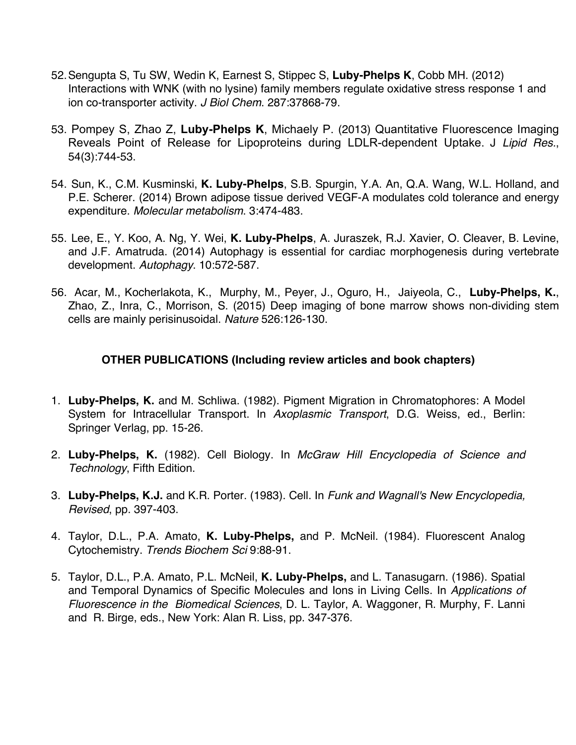52. Sengupta S, Tu SW, Wedin K, Earnest S, Stippec S, **Luby-Phelps K**, Cobb MH. (2012) Interactions with WNK (with no lysine) family members regulate oxidative stress response 1 and ion co-transporter activity. *J Biol Chem*. 287:37868-79.

53. Pompey S, Zhao Z, **Luby-Phelps K**, Michaely P. (2013) Quantitative Fluorescence Imaging Reveals Point of Release for Lipoproteins during LDLR-dependent Uptake. J *Lipid Res.*, 54(3):744-53.

54. Sun, K., C.M. Kusminski, **K. Luby-Phelps**, S.B. Spurgin, Y.A. An, Q.A. Wang, W.L. Holland, and P.E. Scherer. (2014) Brown adipose tissue derived VEGF-A modulates cold tolerance and energy expenditure. *Molecular metabolism*. 3:474-483.

55. Lee, E., Y. Koo, A. Ng, Y. Wei, **K. Luby-Phelps**, A. Juraszek, R.J. Xavier, O. Cleaver, B. Levine, and J.F. Amatruda. (2014) Autophagy is essential for cardiac morphogenesis during vertebrate development. *Autophagy*. 10:572-587.

56. Acar, M., Kocherlakota, K., Murphy, M., Peyer, J., Oguro, H., Jaiyeola, C., **Luby-Phelps, K.**, Zhao, Z., Inra, C., Morrison, S. (2015) Deep imaging of bone marrow shows non-dividing stem cells are mainly perisinusoidal. *Nature* 526:126-130.

## OTHER PUBLICATIONS (Including review articles and book chapters)

1. **Luby-Phelps, K.** and M. Schliwa. (1982). Pigment Migration in Chromatophores: A Model System for Intracellular Transport. In *Axoplasmic Transport*, D.G. Weiss, ed., Berlin: Springer Verlag, pp. 15-26.

2. **Luby-Phelps, K.** (1982). Cell Biology. In *McGraw Hill Encyclopedia of Science and Technology*, Fifth Edition.

3. **Luby-Phelps, K.J.** and K.R. Porter. (1983). Cell. In *Funk and Wagnall's New Encyclopedia, Revised*, pp. 397-403.

4. Taylor, D.L., P.A. Amato, **K. Luby-Phelps,** and P. McNeil. (1984). Fluorescent Analog Cytochemistry. *Trends Biochem Sci* 9:88-91.

5. Taylor, D.L., P.A. Amato, P.L. McNeil, **K. Luby-Phelps,** and L. Tanasugarn. (1986). Spatial and Temporal Dynamics of Specific Molecules and Ions in Living Cells. In *Applications of Fluorescence in the Biomedical Sciences*, D. L. Taylor, A. Waggoner, R. Murphy, F. Lanni and R. Birge, eds., New York: Alan R. Liss, pp. 347-376.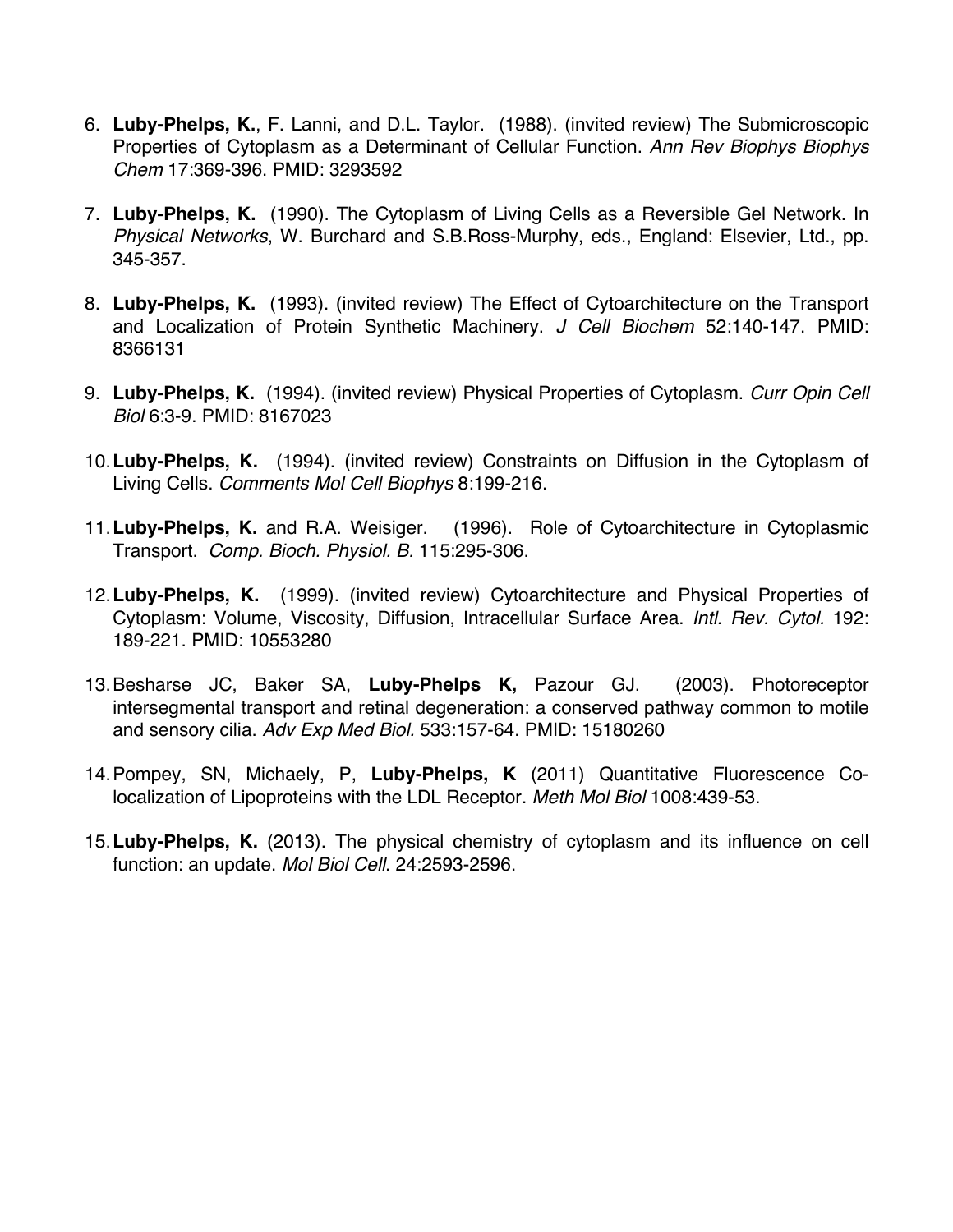6. **Luby-Phelps, K.**, F. Lanni, and D.L. Taylor. (1988). (invited review) The Submicroscopic Properties of Cytoplasm as a Determinant of Cellular Function. *Ann Rev Biophys Biophys Chem* 17:369-396. PMID: 3293592

7. **Luby-Phelps, K.** (1990). The Cytoplasm of Living Cells as a Reversible Gel Network. In *Physical Networks*, W. Burchard and S.B.Ross-Murphy, eds., England: Elsevier, Ltd., pp. 345-357.

8. **Luby-Phelps, K.** (1993). (invited review) The Effect of Cytoarchitecture on the Transport and Localization of Protein Synthetic Machinery. *J Cell Biochem* 52:140-147. PMID: 8366131

9. **Luby-Phelps, K.** (1994). (invited review) Physical Properties of Cytoplasm. *Curr Opin Cell Biol* 6:3-9. PMID: 8167023

10. **Luby-Phelps, K.** (1994). (invited review) Constraints on Diffusion in the Cytoplasm of Living Cells. *Comments Mol Cell Biophys* 8:199-216.

11. **Luby-Phelps, K.** and R.A. Weisiger. (1996). Role of Cytoarchitecture in Cytoplasmic Transport. *Comp. Bioch. Physiol. B.* 115:295-306.

12. **Luby-Phelps, K.** (1999). (invited review) Cytoarchitecture and Physical Properties of Cytoplasm: Volume, Viscosity, Diffusion, Intracellular Surface Area. *Intl. Rev. Cytol.* 192: 189-221. PMID: 10553280

13. Besharse JC, Baker SA, **Luby-Phelps K,** Pazour GJ. (2003). Photoreceptor intersegmental transport and retinal degeneration: a conserved pathway common to motile and sensory cilia. *Adv Exp Med Biol.* 533:157-64. PMID: 15180260

14. Pompey, SN, Michaely, P, **Luby-Phelps, K** (2011) Quantitative Fluorescence Co-localization of Lipoproteins with the LDL Receptor. *Meth Mol Biol* 1008:439-53.

15. **Luby-Phelps, K.** (2013). The physical chemistry of cytoplasm and its influence on cell function: an update. *Mol Biol Cell*. 24:2593-2596.